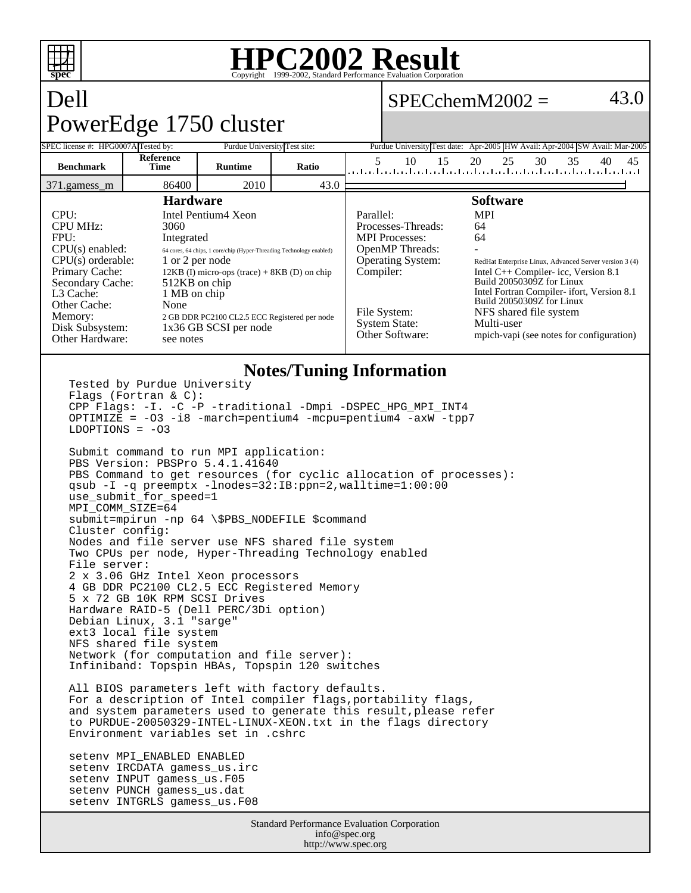# HPC2002 Result

Copyright 1999-2002, Standard Performance Evaluation Corporation

## Dell PowerEdge 1750 cluster

SPECchemM2002 = 43.0

| SPEC license #: | HPG0007A | Tested by: | Purdue University | Test site: | Purdue University | Test date: | Apr-2005 | HW Avail: | Apr-2004 | SW Avail: | Mar-2005 |
|---|---|---|---|---|---|---|---|---|---|---|---|

| Benchmark | Reference Time | Runtime | Ratio |
|---|---|---|---|
| 371.gamess_m | 86400 | 2010 | 43.0 |

### Hardware

| | |
|---|---|
| CPU: | Intel Pentium4 Xeon |
| CPU MHz: | 3060 |
| FPU: | Integrated |
| CPU(s) enabled: | 64 cores, 64 chips, 1 core/chip (Hyper-Threading Technology enabled) |
| CPU(s) orderable: | 1 or 2 per node |
| Primary Cache: | 12KB (I) micro-ops (trace) + 8KB (D) on chip |
| Secondary Cache: | 512KB on chip |
| L3 Cache: | 1 MB on chip |
| Other Cache: | None |
| Memory: | 2 GB DDR PC2100 CL2.5 ECC Registered per node |
| Disk Subsystem: | 1x36 GB SCSI per node |
| Other Hardware: | see notes |

### Software

| | |
|---|---|
| Parallel: | MPI |
| Processes-Threads: | 64 |
| MPI Processes: | 64 |
| OpenMP Threads: | - |
| Operating System: | RedHat Enterprise Linux, Advanced Server version 3 (4) |
| Compiler: | Intel C++ Compiler- icc, Version 8.1 Build 20050309Z for Linux<br>Intel Fortran Compiler- ifort, Version 8.1 Build 20050309Z for Linux |
| File System: | NFS shared file system |
| System State: | Multi-user |
| Other Software: | mpich-vapi (see notes for configuration) |

### Notes/Tuning Information

```
Tested by Purdue University
Flags (Fortran & C):
CPP Flags: -I. -C -P -traditional -Dmpi -DSPEC_HPG_MPI_INT4
OPTIMIZE = -O3 -i8 -march=pentium4 -mcpu=pentium4 -axW -tpp7
LDOPTIONS = -O3

Submit command to run MPI application:
PBS Version: PBSPro 5.4.1.41640
PBS Command to get resources (for cyclic allocation of processes):
qsub -I -q preemptx -lnodes=32:IB:ppn=2,walltime=1:00:00
use_submit_for_speed=1
MPI_COMM_SIZE=64
submit=mpirun -np 64 \$PBS_NODEFILE $command
Cluster config:
Nodes and file server use NFS shared file system
Two CPUs per node, Hyper-Threading Technology enabled
File server:
2 x 3.06 GHz Intel Xeon processors
4 GB DDR PC2100 CL2.5 ECC Registered Memory
5 x 72 GB 10K RPM SCSI Drives
Hardware RAID-5 (Dell PERC/3Di option)
Debian Linux, 3.1 "sarge"
ext3 local file system
NFS shared file system
Network (for computation and file server):
Infiniband: Topspin HBAs, Topspin 120 switches

All BIOS parameters left with factory defaults.
For a description of Intel compiler flags,portability flags,
and system parameters used to generate this result,please refer
to PURDUE-20050329-INTEL-LINUX-XEON.txt in the flags directory
Environment variables set in .cshrc

setenv MPI_ENABLED ENABLED
setenv IRCDATA gamess_us.irc
setenv INPUT gamess_us.F05
setenv PUNCH gamess_us.dat
setenv INTGRLS gamess_us.F08
```

Standard Performance Evaluation Corporation
info@spec.org
http://www.spec.org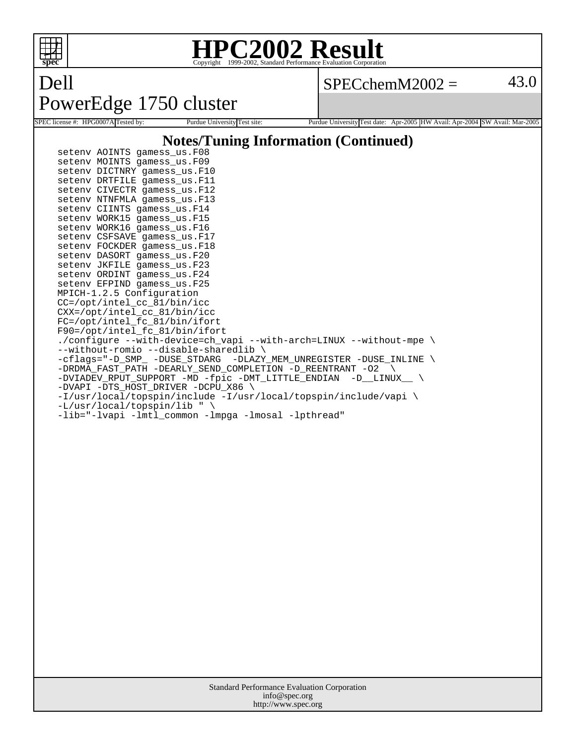# HPC2002 Result

Copyright 1999-2002, Standard Performance Evaluation Corporation

Dell
PowerEdge 1750 cluster

SPECchemM2002 = 43.0

| SPEC license #: HPG0007A | Tested by: Purdue University | Test site: Purdue University | Test date: Apr-2005 | HW Avail: Apr-2004 | SW Avail: Mar-2005 |
|---|---|---|---|---|---|

## Notes/Tuning Information (Continued)

```
setenv AOINTS gamess_us.F08
setenv MOINTS gamess_us.F09
setenv DICTNRY gamess_us.F10
setenv DRTFILE gamess_us.F11
setenv CIVECTR gamess_us.F12
setenv NTNFMLA gamess_us.F13
setenv CIINTS gamess_us.F14
setenv WORK15 gamess_us.F15
setenv WORK16 gamess_us.F16
setenv CSFSAVE gamess_us.F17
setenv FOCKDER gamess_us.F18
setenv DASORT gamess_us.F20
setenv JKFILE gamess_us.F23
setenv ORDINT gamess_us.F24
setenv EFPIND gamess_us.F25
MPICH-1.2.5 Configuration
CC=/opt/intel_cc_81/bin/icc
CXX=/opt/intel_cc_81/bin/icc
FC=/opt/intel_fc_81/bin/ifort
F90=/opt/intel_fc_81/bin/ifort
./configure --with-device=ch_vapi --with-arch=LINUX --without-mpe \
--without-romio --disable-sharedlib \
-cflags="-D_SMP_ -DUSE_STDARG  -DLAZY_MEM_UNREGISTER -DUSE_INLINE \
-DRDMA_FAST_PATH -DEARLY_SEND_COMPLETION -D_REENTRANT -O2  \
-DVIADEV_RPUT_SUPPORT -MD -fpic -DMT_LITTLE_ENDIAN  -D__LINUX__ \
-DVAPI -DTS_HOST_DRIVER -DCPU_X86 \
-I/usr/local/topspin/include -I/usr/local/topspin/include/vapi \
-L/usr/local/topspin/lib " \
-lib="-lvapi -lmtl_common -lmpga -lmosal -lpthread"
```

Standard Performance Evaluation Corporation
info@spec.org
http://www.spec.org